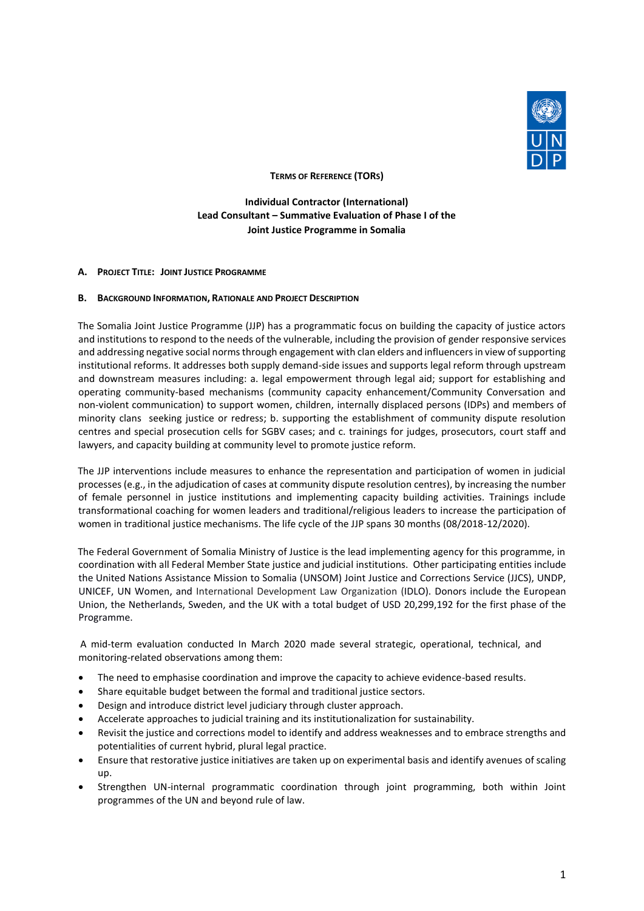**TERMS OF REFERENCE (TORs)**

**Individual Contractor (International)**
**Lead Consultant – Summative Evaluation of Phase I of the Joint Justice Programme in Somalia**

## A. PROJECT TITLE: JOINT JUSTICE PROGRAMME

## B. BACKGROUND INFORMATION, RATIONALE AND PROJECT DESCRIPTION

The Somalia Joint Justice Programme (JJP) has a programmatic focus on building the capacity of justice actors and institutions to respond to the needs of the vulnerable, including the provision of gender responsive services and addressing negative social norms through engagement with clan elders and influencers in view of supporting institutional reforms. It addresses both supply demand-side issues and supports legal reform through upstream and downstream measures including: a. legal empowerment through legal aid; support for establishing and operating community-based mechanisms (community capacity enhancement/Community Conversation and non-violent communication) to support women, children, internally displaced persons (IDPs) and members of minority clans seeking justice or redress; b. supporting the establishment of community dispute resolution centres and special prosecution cells for SGBV cases; and c. trainings for judges, prosecutors, court staff and lawyers, and capacity building at community level to promote justice reform.

The JJP interventions include measures to enhance the representation and participation of women in judicial processes (e.g., in the adjudication of cases at community dispute resolution centres), by increasing the number of female personnel in justice institutions and implementing capacity building activities. Trainings include transformational coaching for women leaders and traditional/religious leaders to increase the participation of women in traditional justice mechanisms. The life cycle of the JJP spans 30 months (08/2018-12/2020).

The Federal Government of Somalia Ministry of Justice is the lead implementing agency for this programme, in coordination with all Federal Member State justice and judicial institutions. Other participating entities include the United Nations Assistance Mission to Somalia (UNSOM) Joint Justice and Corrections Service (JJCS), UNDP, UNICEF, UN Women, and International Development Law Organization (IDLO). Donors include the European Union, the Netherlands, Sweden, and the UK with a total budget of USD 20,299,192 for the first phase of the Programme.

A mid-term evaluation conducted In March 2020 made several strategic, operational, technical, and monitoring-related observations among them:

- The need to emphasise coordination and improve the capacity to achieve evidence-based results.
- Share equitable budget between the formal and traditional justice sectors.
- Design and introduce district level judiciary through cluster approach.
- Accelerate approaches to judicial training and its institutionalization for sustainability.
- Revisit the justice and corrections model to identify and address weaknesses and to embrace strengths and potentialities of current hybrid, plural legal practice.
- Ensure that restorative justice initiatives are taken up on experimental basis and identify avenues of scaling up.
- Strengthen UN-internal programmatic coordination through joint programming, both within Joint programmes of the UN and beyond rule of law.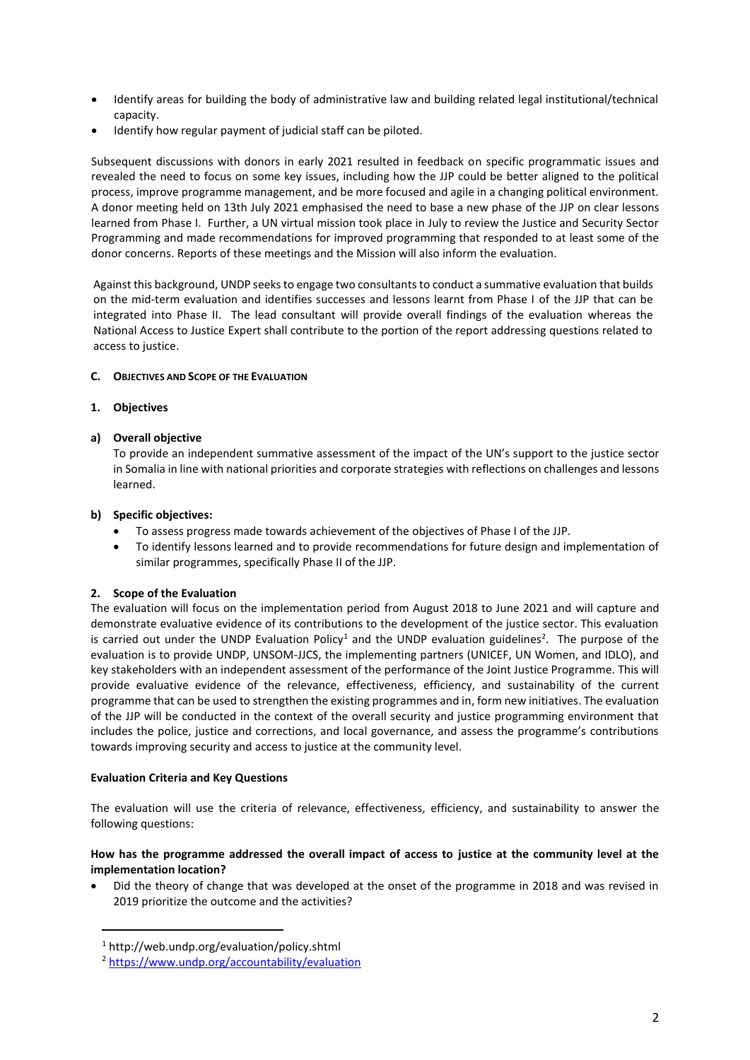- Identify areas for building the body of administrative law and building related legal institutional/technical capacity.
- Identify how regular payment of judicial staff can be piloted.

Subsequent discussions with donors in early 2021 resulted in feedback on specific programmatic issues and revealed the need to focus on some key issues, including how the JJP could be better aligned to the political process, improve programme management, and be more focused and agile in a changing political environment. A donor meeting held on 13th July 2021 emphasised the need to base a new phase of the JJP on clear lessons learned from Phase I. Further, a UN virtual mission took place in July to review the Justice and Security Sector Programming and made recommendations for improved programming that responded to at least some of the donor concerns. Reports of these meetings and the Mission will also inform the evaluation.

Against this background, UNDP seeks to engage two consultants to conduct a summative evaluation that builds on the mid-term evaluation and identifies successes and lessons learnt from Phase I of the JJP that can be integrated into Phase II. The lead consultant will provide overall findings of the evaluation whereas the National Access to Justice Expert shall contribute to the portion of the report addressing questions related to access to justice.

## C. Objectives and Scope of the Evaluation

### 1. Objectives

#### a) Overall objective

To provide an independent summative assessment of the impact of the UN's support to the justice sector in Somalia in line with national priorities and corporate strategies with reflections on challenges and lessons learned.

#### b) Specific objectives:

- To assess progress made towards achievement of the objectives of Phase I of the JJP.
- To identify lessons learned and to provide recommendations for future design and implementation of similar programmes, specifically Phase II of the JJP.

### 2. Scope of the Evaluation

The evaluation will focus on the implementation period from August 2018 to June 2021 and will capture and demonstrate evaluative evidence of its contributions to the development of the justice sector. This evaluation is carried out under the UNDP Evaluation Policy[1] and the UNDP evaluation guidelines[2]. The purpose of the evaluation is to provide UNDP, UNSOM-JJCS, the implementing partners (UNICEF, UN Women, and IDLO), and key stakeholders with an independent assessment of the performance of the Joint Justice Programme. This will provide evaluative evidence of the relevance, effectiveness, efficiency, and sustainability of the current programme that can be used to strengthen the existing programmes and in, form new initiatives. The evaluation of the JJP will be conducted in the context of the overall security and justice programming environment that includes the police, justice and corrections, and local governance, and assess the programme's contributions towards improving security and access to justice at the community level.

**Evaluation Criteria and Key Questions**

The evaluation will use the criteria of relevance, effectiveness, efficiency, and sustainability to answer the following questions:

**How has the programme addressed the overall impact of access to justice at the community level at the implementation location?**

- Did the theory of change that was developed at the onset of the programme in 2018 and was revised in 2019 prioritize the outcome and the activities?

---

[1] http://web.undp.org/evaluation/policy.shtml

[2] https://www.undp.org/accountability/evaluation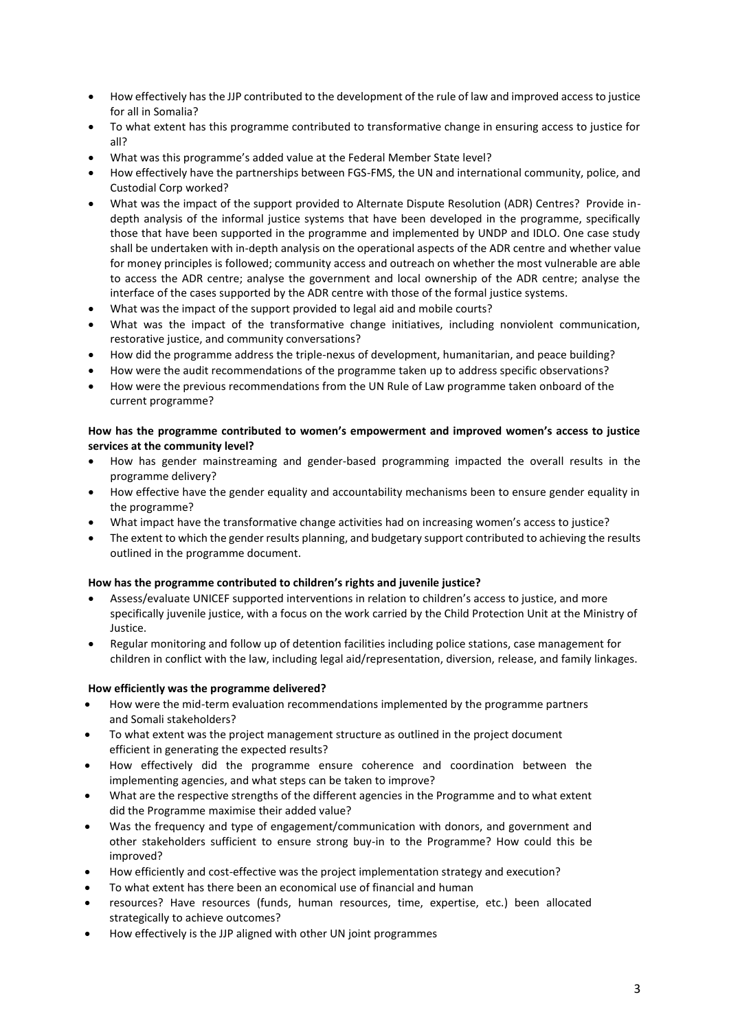- How effectively has the JJP contributed to the development of the rule of law and improved access to justice for all in Somalia?
- To what extent has this programme contributed to transformative change in ensuring access to justice for all?
- What was this programme's added value at the Federal Member State level?
- How effectively have the partnerships between FGS-FMS, the UN and international community, police, and Custodial Corp worked?
- What was the impact of the support provided to Alternate Dispute Resolution (ADR) Centres? Provide in-depth analysis of the informal justice systems that have been developed in the programme, specifically those that have been supported in the programme and implemented by UNDP and IDLO. One case study shall be undertaken with in-depth analysis on the operational aspects of the ADR centre and whether value for money principles is followed; community access and outreach on whether the most vulnerable are able to access the ADR centre; analyse the government and local ownership of the ADR centre; analyse the interface of the cases supported by the ADR centre with those of the formal justice systems.
- What was the impact of the support provided to legal aid and mobile courts?
- What was the impact of the transformative change initiatives, including nonviolent communication, restorative justice, and community conversations?
- How did the programme address the triple-nexus of development, humanitarian, and peace building?
- How were the audit recommendations of the programme taken up to address specific observations?
- How were the previous recommendations from the UN Rule of Law programme taken onboard of the current programme?

**How has the programme contributed to women's empowerment and improved women's access to justice services at the community level?**

- How has gender mainstreaming and gender-based programming impacted the overall results in the programme delivery?
- How effective have the gender equality and accountability mechanisms been to ensure gender equality in the programme?
- What impact have the transformative change activities had on increasing women's access to justice?
- The extent to which the gender results planning, and budgetary support contributed to achieving the results outlined in the programme document.

**How has the programme contributed to children's rights and juvenile justice?**

- Assess/evaluate UNICEF supported interventions in relation to children's access to justice, and more specifically juvenile justice, with a focus on the work carried by the Child Protection Unit at the Ministry of Justice.
- Regular monitoring and follow up of detention facilities including police stations, case management for children in conflict with the law, including legal aid/representation, diversion, release, and family linkages.

**How efficiently was the programme delivered?**

- How were the mid-term evaluation recommendations implemented by the programme partners and Somali stakeholders?
- To what extent was the project management structure as outlined in the project document efficient in generating the expected results?
- How effectively did the programme ensure coherence and coordination between the implementing agencies, and what steps can be taken to improve?
- What are the respective strengths of the different agencies in the Programme and to what extent did the Programme maximise their added value?
- Was the frequency and type of engagement/communication with donors, and government and other stakeholders sufficient to ensure strong buy-in to the Programme? How could this be improved?
- How efficiently and cost-effective was the project implementation strategy and execution?
- To what extent has there been an economical use of financial and human
- resources? Have resources (funds, human resources, time, expertise, etc.) been allocated strategically to achieve outcomes?
- How effectively is the JJP aligned with other UN joint programmes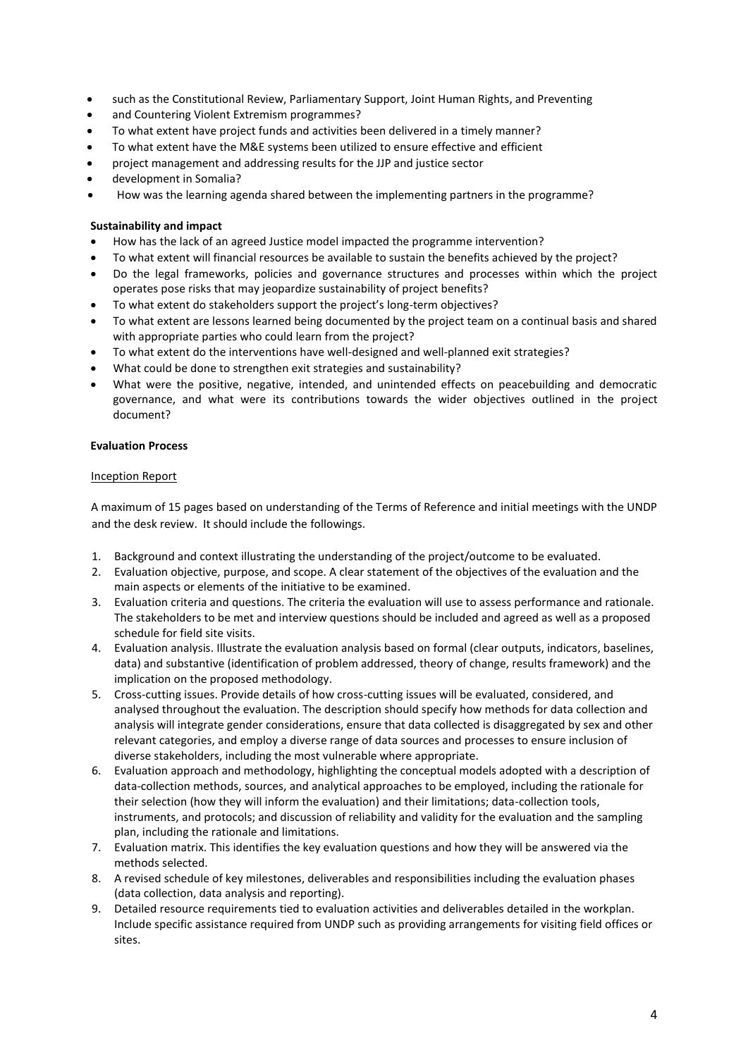- such as the Constitutional Review, Parliamentary Support, Joint Human Rights, and Preventing
- and Countering Violent Extremism programmes?
- To what extent have project funds and activities been delivered in a timely manner?
- To what extent have the M&E systems been utilized to ensure effective and efficient
- project management and addressing results for the JJP and justice sector
- development in Somalia?
- How was the learning agenda shared between the implementing partners in the programme?

**Sustainability and impact**

- How has the lack of an agreed Justice model impacted the programme intervention?
- To what extent will financial resources be available to sustain the benefits achieved by the project?
- Do the legal frameworks, policies and governance structures and processes within which the project operates pose risks that may jeopardize sustainability of project benefits?
- To what extent do stakeholders support the project's long-term objectives?
- To what extent are lessons learned being documented by the project team on a continual basis and shared with appropriate parties who could learn from the project?
- To what extent do the interventions have well-designed and well-planned exit strategies?
- What could be done to strengthen exit strategies and sustainability?
- What were the positive, negative, intended, and unintended effects on peacebuilding and democratic governance, and what were its contributions towards the wider objectives outlined in the project document?

**Evaluation Process**

Inception Report

A maximum of 15 pages based on understanding of the Terms of Reference and initial meetings with the UNDP and the desk review. It should include the followings.

1. Background and context illustrating the understanding of the project/outcome to be evaluated.
2. Evaluation objective, purpose, and scope. A clear statement of the objectives of the evaluation and the main aspects or elements of the initiative to be examined.
3. Evaluation criteria and questions. The criteria the evaluation will use to assess performance and rationale. The stakeholders to be met and interview questions should be included and agreed as well as a proposed schedule for field site visits.
4. Evaluation analysis. Illustrate the evaluation analysis based on formal (clear outputs, indicators, baselines, data) and substantive (identification of problem addressed, theory of change, results framework) and the implication on the proposed methodology.
5. Cross-cutting issues. Provide details of how cross-cutting issues will be evaluated, considered, and analysed throughout the evaluation. The description should specify how methods for data collection and analysis will integrate gender considerations, ensure that data collected is disaggregated by sex and other relevant categories, and employ a diverse range of data sources and processes to ensure inclusion of diverse stakeholders, including the most vulnerable where appropriate.
6. Evaluation approach and methodology, highlighting the conceptual models adopted with a description of data-collection methods, sources, and analytical approaches to be employed, including the rationale for their selection (how they will inform the evaluation) and their limitations; data-collection tools, instruments, and protocols; and discussion of reliability and validity for the evaluation and the sampling plan, including the rationale and limitations.
7. Evaluation matrix. This identifies the key evaluation questions and how they will be answered via the methods selected.
8. A revised schedule of key milestones, deliverables and responsibilities including the evaluation phases (data collection, data analysis and reporting).
9. Detailed resource requirements tied to evaluation activities and deliverables detailed in the workplan. Include specific assistance required from UNDP such as providing arrangements for visiting field offices or sites.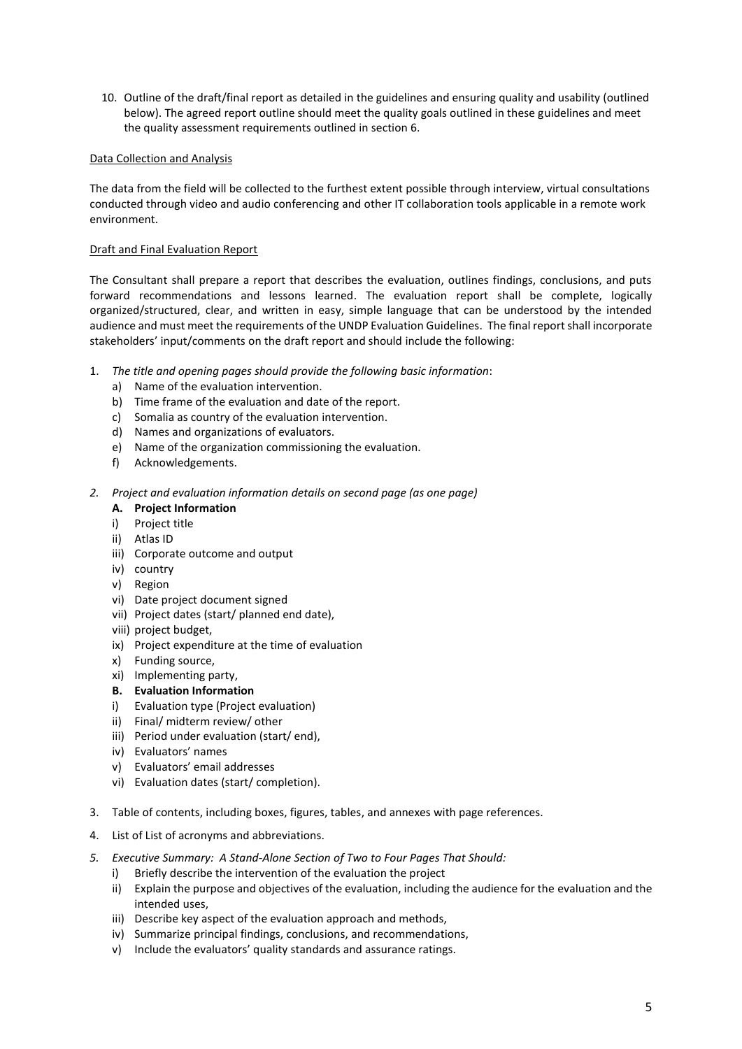10. Outline of the draft/final report as detailed in the guidelines and ensuring quality and usability (outlined below). The agreed report outline should meet the quality goals outlined in these guidelines and meet the quality assessment requirements outlined in section 6.

Data Collection and Analysis

The data from the field will be collected to the furthest extent possible through interview, virtual consultations conducted through video and audio conferencing and other IT collaboration tools applicable in a remote work environment.

Draft and Final Evaluation Report

The Consultant shall prepare a report that describes the evaluation, outlines findings, conclusions, and puts forward recommendations and lessons learned. The evaluation report shall be complete, logically organized/structured, clear, and written in easy, simple language that can be understood by the intended audience and must meet the requirements of the UNDP Evaluation Guidelines. The final report shall incorporate stakeholders' input/comments on the draft report and should include the following:

1. *The title and opening pages should provide the following basic information*:
   a) Name of the evaluation intervention.
   b) Time frame of the evaluation and date of the report.
   c) Somalia as country of the evaluation intervention.
   d) Names and organizations of evaluators.
   e) Name of the organization commissioning the evaluation.
   f) Acknowledgements.

2. *Project and evaluation information details on second page (as one page)*

   **A. Project Information**
   i) Project title
   ii) Atlas ID
   iii) Corporate outcome and output
   iv) country
   v) Region
   vi) Date project document signed
   vii) Project dates (start/ planned end date),
   viii) project budget,
   ix) Project expenditure at the time of evaluation
   x) Funding source,
   xi) Implementing party,

   **B. Evaluation Information**
   i) Evaluation type (Project evaluation)
   ii) Final/ midterm review/ other
   iii) Period under evaluation (start/ end),
   iv) Evaluators' names
   v) Evaluators' email addresses
   vi) Evaluation dates (start/ completion).

3. Table of contents, including boxes, figures, tables, and annexes with page references.

4. List of List of acronyms and abbreviations.

5. *Executive Summary: A Stand-Alone Section of Two to Four Pages That Should:*
   i) Briefly describe the intervention of the evaluation the project
   ii) Explain the purpose and objectives of the evaluation, including the audience for the evaluation and the intended uses,
   iii) Describe key aspect of the evaluation approach and methods,
   iv) Summarize principal findings, conclusions, and recommendations,
   v) Include the evaluators' quality standards and assurance ratings.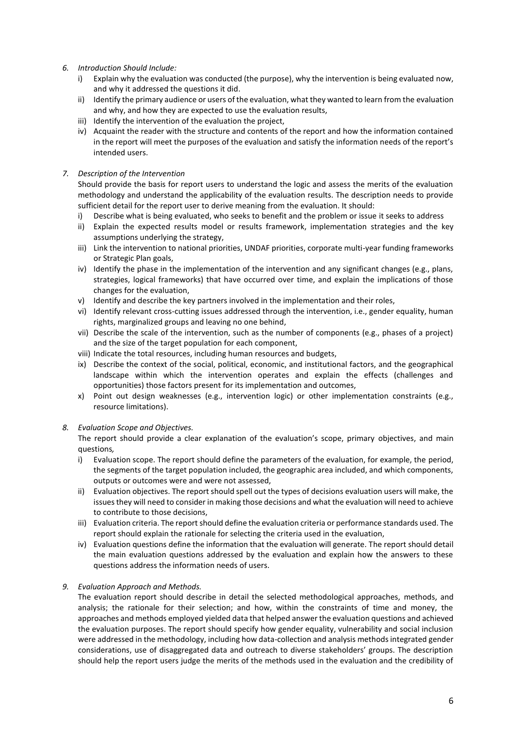*6. Introduction Should Include:*

i) Explain why the evaluation was conducted (the purpose), why the intervention is being evaluated now, and why it addressed the questions it did.

ii) Identify the primary audience or users of the evaluation, what they wanted to learn from the evaluation and why, and how they are expected to use the evaluation results,

iii) Identify the intervention of the evaluation the project,

iv) Acquaint the reader with the structure and contents of the report and how the information contained in the report will meet the purposes of the evaluation and satisfy the information needs of the report's intended users.

*7. Description of the Intervention*

Should provide the basis for report users to understand the logic and assess the merits of the evaluation methodology and understand the applicability of the evaluation results. The description needs to provide sufficient detail for the report user to derive meaning from the evaluation. It should:

i) Describe what is being evaluated, who seeks to benefit and the problem or issue it seeks to address

ii) Explain the expected results model or results framework, implementation strategies and the key assumptions underlying the strategy,

iii) Link the intervention to national priorities, UNDAF priorities, corporate multi-year funding frameworks or Strategic Plan goals,

iv) Identify the phase in the implementation of the intervention and any significant changes (e.g., plans, strategies, logical frameworks) that have occurred over time, and explain the implications of those changes for the evaluation,

v) Identify and describe the key partners involved in the implementation and their roles,

vi) Identify relevant cross-cutting issues addressed through the intervention, i.e., gender equality, human rights, marginalized groups and leaving no one behind,

vii) Describe the scale of the intervention, such as the number of components (e.g., phases of a project) and the size of the target population for each component,

viii) Indicate the total resources, including human resources and budgets,

ix) Describe the context of the social, political, economic, and institutional factors, and the geographical landscape within which the intervention operates and explain the effects (challenges and opportunities) those factors present for its implementation and outcomes,

x) Point out design weaknesses (e.g., intervention logic) or other implementation constraints (e.g., resource limitations).

*8. Evaluation Scope and Objectives.*

The report should provide a clear explanation of the evaluation's scope, primary objectives, and main questions*,*

i) Evaluation scope. The report should define the parameters of the evaluation, for example, the period, the segments of the target population included, the geographic area included, and which components, outputs or outcomes were and were not assessed,

ii) Evaluation objectives. The report should spell out the types of decisions evaluation users will make, the issues they will need to consider in making those decisions and what the evaluation will need to achieve to contribute to those decisions,

iii) Evaluation criteria. The report should define the evaluation criteria or performance standards used. The report should explain the rationale for selecting the criteria used in the evaluation,

iv) Evaluation questions define the information that the evaluation will generate. The report should detail the main evaluation questions addressed by the evaluation and explain how the answers to these questions address the information needs of users.

*9. Evaluation Approach and Methods.*

The evaluation report should describe in detail the selected methodological approaches, methods, and analysis; the rationale for their selection; and how, within the constraints of time and money, the approaches and methods employed yielded data that helped answer the evaluation questions and achieved the evaluation purposes. The report should specify how gender equality, vulnerability and social inclusion were addressed in the methodology, including how data-collection and analysis methods integrated gender considerations, use of disaggregated data and outreach to diverse stakeholders' groups. The description should help the report users judge the merits of the methods used in the evaluation and the credibility of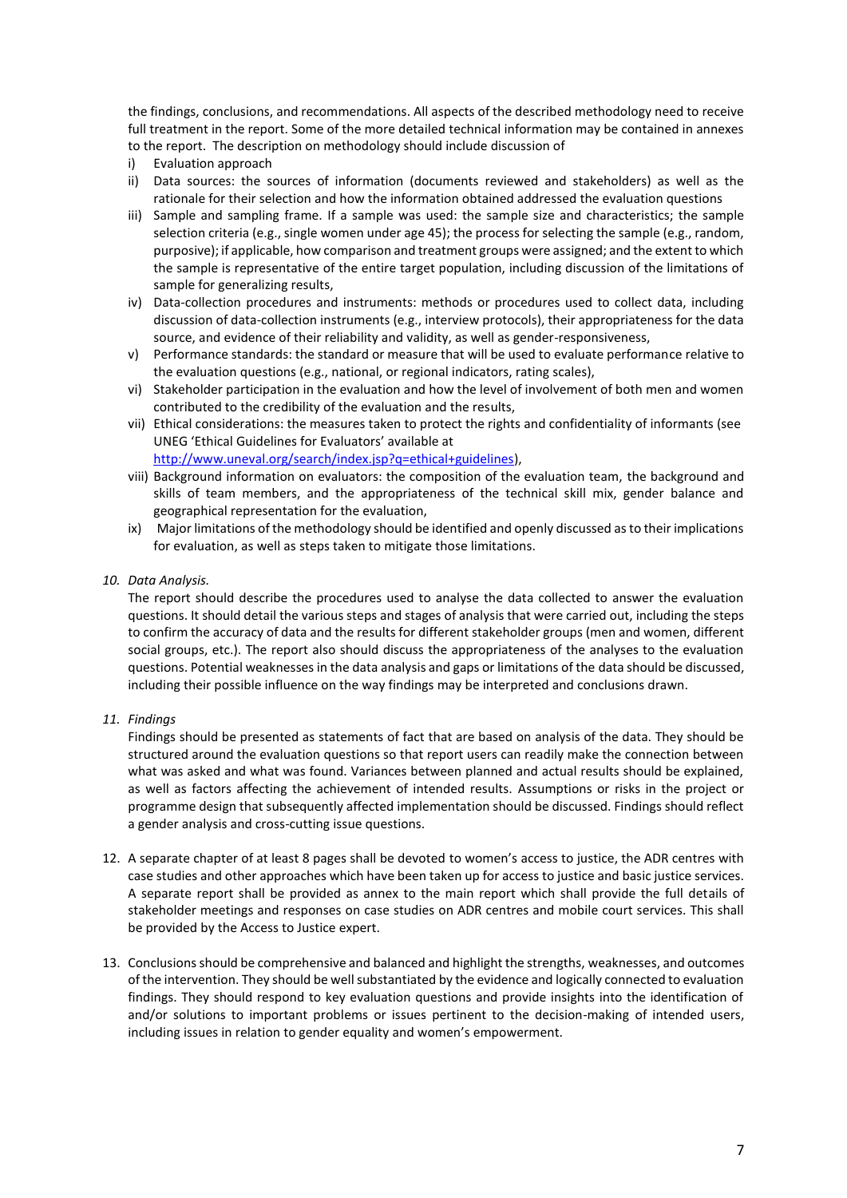the findings, conclusions, and recommendations. All aspects of the described methodology need to receive full treatment in the report. Some of the more detailed technical information may be contained in annexes to the report. The description on methodology should include discussion of

i) Evaluation approach
ii) Data sources: the sources of information (documents reviewed and stakeholders) as well as the rationale for their selection and how the information obtained addressed the evaluation questions
iii) Sample and sampling frame. If a sample was used: the sample size and characteristics; the sample selection criteria (e.g., single women under age 45); the process for selecting the sample (e.g., random, purposive); if applicable, how comparison and treatment groups were assigned; and the extent to which the sample is representative of the entire target population, including discussion of the limitations of sample for generalizing results,
iv) Data-collection procedures and instruments: methods or procedures used to collect data, including discussion of data-collection instruments (e.g., interview protocols), their appropriateness for the data source, and evidence of their reliability and validity, as well as gender-responsiveness,
v) Performance standards: the standard or measure that will be used to evaluate performance relative to the evaluation questions (e.g., national, or regional indicators, rating scales),
vi) Stakeholder participation in the evaluation and how the level of involvement of both men and women contributed to the credibility of the evaluation and the results,
vii) Ethical considerations: the measures taken to protect the rights and confidentiality of informants (see UNEG 'Ethical Guidelines for Evaluators' available at http://www.uneval.org/search/index.jsp?q=ethical+guidelines),
viii) Background information on evaluators: the composition of the evaluation team, the background and skills of team members, and the appropriateness of the technical skill mix, gender balance and geographical representation for the evaluation,
ix) Major limitations of the methodology should be identified and openly discussed as to their implications for evaluation, as well as steps taken to mitigate those limitations.

10. *Data Analysis.*

    The report should describe the procedures used to analyse the data collected to answer the evaluation questions. It should detail the various steps and stages of analysis that were carried out, including the steps to confirm the accuracy of data and the results for different stakeholder groups (men and women, different social groups, etc.). The report also should discuss the appropriateness of the analyses to the evaluation questions. Potential weaknesses in the data analysis and gaps or limitations of the data should be discussed, including their possible influence on the way findings may be interpreted and conclusions drawn.

11. *Findings*

    Findings should be presented as statements of fact that are based on analysis of the data. They should be structured around the evaluation questions so that report users can readily make the connection between what was asked and what was found. Variances between planned and actual results should be explained, as well as factors affecting the achievement of intended results. Assumptions or risks in the project or programme design that subsequently affected implementation should be discussed. Findings should reflect a gender analysis and cross-cutting issue questions.

12. A separate chapter of at least 8 pages shall be devoted to women's access to justice, the ADR centres with case studies and other approaches which have been taken up for access to justice and basic justice services. A separate report shall be provided as annex to the main report which shall provide the full details of stakeholder meetings and responses on case studies on ADR centres and mobile court services. This shall be provided by the Access to Justice expert.

13. Conclusions should be comprehensive and balanced and highlight the strengths, weaknesses, and outcomes of the intervention. They should be well substantiated by the evidence and logically connected to evaluation findings. They should respond to key evaluation questions and provide insights into the identification of and/or solutions to important problems or issues pertinent to the decision-making of intended users, including issues in relation to gender equality and women's empowerment.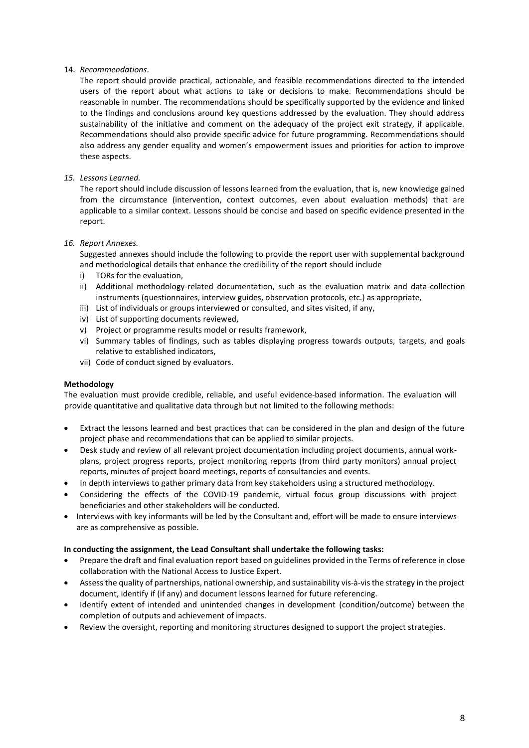14. *Recommendations*.

    The report should provide practical, actionable, and feasible recommendations directed to the intended users of the report about what actions to take or decisions to make. Recommendations should be reasonable in number. The recommendations should be specifically supported by the evidence and linked to the findings and conclusions around key questions addressed by the evaluation. They should address sustainability of the initiative and comment on the adequacy of the project exit strategy, if applicable. Recommendations should also provide specific advice for future programming. Recommendations should also address any gender equality and women's empowerment issues and priorities for action to improve these aspects.

15. *Lessons Learned.*

    The report should include discussion of lessons learned from the evaluation, that is, new knowledge gained from the circumstance (intervention, context outcomes, even about evaluation methods) that are applicable to a similar context. Lessons should be concise and based on specific evidence presented in the report.

16. *Report Annexes.*

    Suggested annexes should include the following to provide the report user with supplemental background and methodological details that enhance the credibility of the report should include

    i) TORs for the evaluation,
    ii) Additional methodology-related documentation, such as the evaluation matrix and data-collection instruments (questionnaires, interview guides, observation protocols, etc.) as appropriate,
    iii) List of individuals or groups interviewed or consulted, and sites visited, if any,
    iv) List of supporting documents reviewed,
    v) Project or programme results model or results framework,
    vi) Summary tables of findings, such as tables displaying progress towards outputs, targets, and goals relative to established indicators,
    vii) Code of conduct signed by evaluators.

**Methodology**

The evaluation must provide credible, reliable, and useful evidence-based information. The evaluation will provide quantitative and qualitative data through but not limited to the following methods:

- Extract the lessons learned and best practices that can be considered in the plan and design of the future project phase and recommendations that can be applied to similar projects.
- Desk study and review of all relevant project documentation including project documents, annual work-plans, project progress reports, project monitoring reports (from third party monitors) annual project reports, minutes of project board meetings, reports of consultancies and events.
- In depth interviews to gather primary data from key stakeholders using a structured methodology.
- Considering the effects of the COVID-19 pandemic, virtual focus group discussions with project beneficiaries and other stakeholders will be conducted.
- Interviews with key informants will be led by the Consultant and, effort will be made to ensure interviews are as comprehensive as possible.

**In conducting the assignment, the Lead Consultant shall undertake the following tasks:**

- Prepare the draft and final evaluation report based on guidelines provided in the Terms of reference in close collaboration with the National Access to Justice Expert.
- Assess the quality of partnerships, national ownership, and sustainability vis-à-vis the strategy in the project document, identify if (if any) and document lessons learned for future referencing.
- Identify extent of intended and unintended changes in development (condition/outcome) between the completion of outputs and achievement of impacts.
- Review the oversight, reporting and monitoring structures designed to support the project strategies.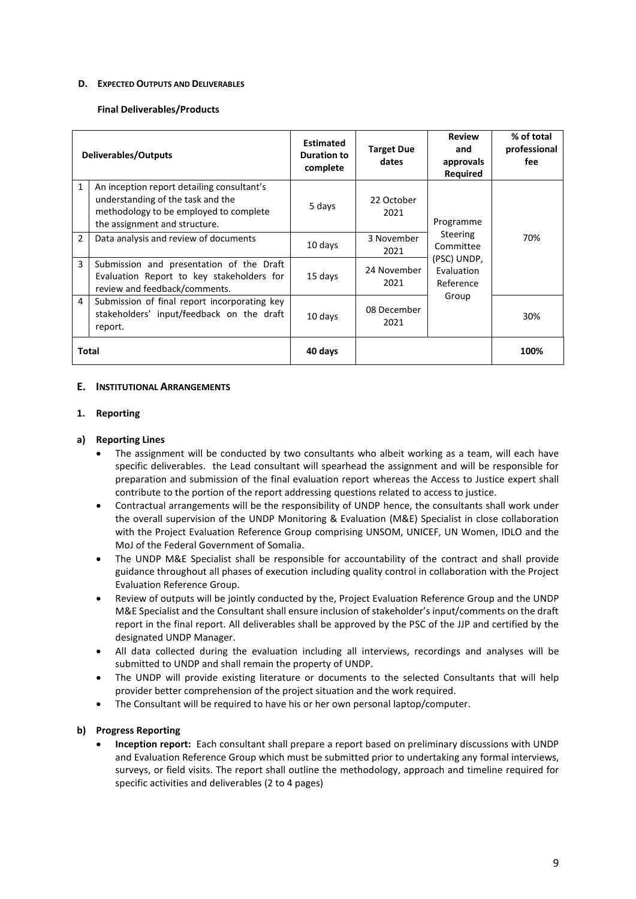#### D. EXPECTED OUTPUTS AND DELIVERABLES

**Final Deliverables/Products**

| | Deliverables/Outputs | Estimated Duration to complete | Target Due dates | Review and approvals Required | % of total professional fee |
|---|---|---|---|---|---|
| 1 | An inception report detailing consultant's understanding of the task and the methodology to be employed to complete the assignment and structure. | 5 days | 22 October 2021 | Programme Steering Committee (PSC) UNDP, Evaluation Reference Group | 70% |
| 2 | Data analysis and review of documents | 10 days | 3 November 2021 | | |
| 3 | Submission and presentation of the Draft Evaluation Report to key stakeholders for review and feedback/comments. | 15 days | 24 November 2021 | | |
| 4 | Submission of final report incorporating key stakeholders' input/feedback on the draft report. | 10 days | 08 December 2021 | | 30% |
| **Total** | | **40 days** | | | **100%** |

#### E. INSTITUTIONAL ARRANGEMENTS

**1. Reporting**

**a) Reporting Lines**

- The assignment will be conducted by two consultants who albeit working as a team, will each have specific deliverables. the Lead consultant will spearhead the assignment and will be responsible for preparation and submission of the final evaluation report whereas the Access to Justice expert shall contribute to the portion of the report addressing questions related to access to justice.
- Contractual arrangements will be the responsibility of UNDP hence, the consultants shall work under the overall supervision of the UNDP Monitoring & Evaluation (M&E) Specialist in close collaboration with the Project Evaluation Reference Group comprising UNSOM, UNICEF, UN Women, IDLO and the MoJ of the Federal Government of Somalia.
- The UNDP M&E Specialist shall be responsible for accountability of the contract and shall provide guidance throughout all phases of execution including quality control in collaboration with the Project Evaluation Reference Group.
- Review of outputs will be jointly conducted by the, Project Evaluation Reference Group and the UNDP M&E Specialist and the Consultant shall ensure inclusion of stakeholder's input/comments on the draft report in the final report. All deliverables shall be approved by the PSC of the JJP and certified by the designated UNDP Manager.
- All data collected during the evaluation including all interviews, recordings and analyses will be submitted to UNDP and shall remain the property of UNDP.
- The UNDP will provide existing literature or documents to the selected Consultants that will help provider better comprehension of the project situation and the work required.
- The Consultant will be required to have his or her own personal laptop/computer.

**b) Progress Reporting**

- **Inception report:** Each consultant shall prepare a report based on preliminary discussions with UNDP and Evaluation Reference Group which must be submitted prior to undertaking any formal interviews, surveys, or field visits. The report shall outline the methodology, approach and timeline required for specific activities and deliverables (2 to 4 pages)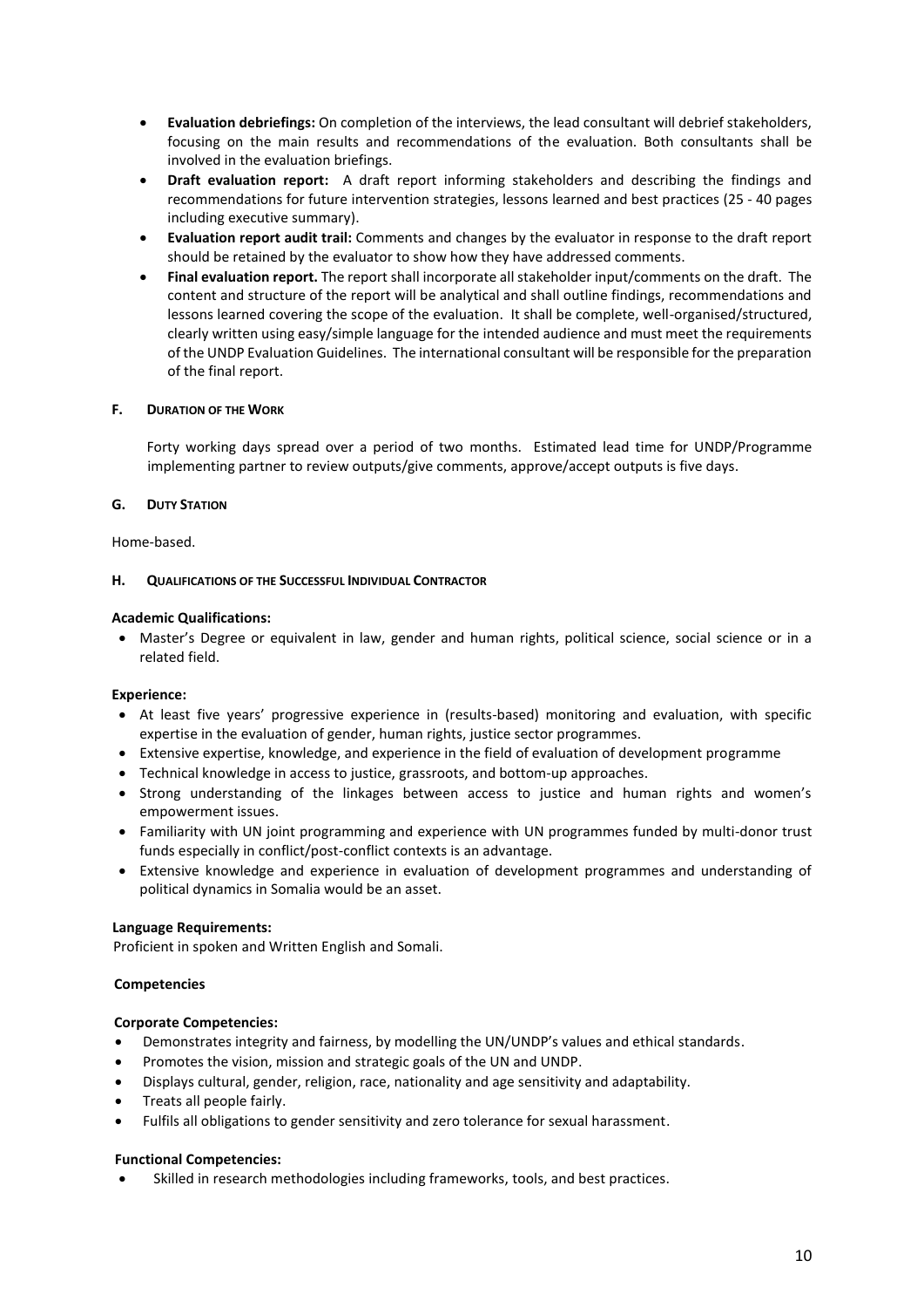- **Evaluation debriefings:** On completion of the interviews, the lead consultant will debrief stakeholders, focusing on the main results and recommendations of the evaluation. Both consultants shall be involved in the evaluation briefings.
- **Draft evaluation report:** A draft report informing stakeholders and describing the findings and recommendations for future intervention strategies, lessons learned and best practices (25 - 40 pages including executive summary).
- **Evaluation report audit trail:** Comments and changes by the evaluator in response to the draft report should be retained by the evaluator to show how they have addressed comments.
- **Final evaluation report.** The report shall incorporate all stakeholder input/comments on the draft. The content and structure of the report will be analytical and shall outline findings, recommendations and lessons learned covering the scope of the evaluation. It shall be complete, well-organised/structured, clearly written using easy/simple language for the intended audience and must meet the requirements of the UNDP Evaluation Guidelines. The international consultant will be responsible for the preparation of the final report.

### F. Duration of the Work

Forty working days spread over a period of two months. Estimated lead time for UNDP/Programme implementing partner to review outputs/give comments, approve/accept outputs is five days.

### G. Duty Station

Home-based.

### H. Qualifications of the Successful Individual Contractor

**Academic Qualifications:**

- Master's Degree or equivalent in law, gender and human rights, political science, social science or in a related field.

**Experience:**

- At least five years' progressive experience in (results-based) monitoring and evaluation, with specific expertise in the evaluation of gender, human rights, justice sector programmes.
- Extensive expertise, knowledge, and experience in the field of evaluation of development programme
- Technical knowledge in access to justice, grassroots, and bottom-up approaches.
- Strong understanding of the linkages between access to justice and human rights and women's empowerment issues.
- Familiarity with UN joint programming and experience with UN programmes funded by multi-donor trust funds especially in conflict/post-conflict contexts is an advantage.
- Extensive knowledge and experience in evaluation of development programmes and understanding of political dynamics in Somalia would be an asset.

**Language Requirements:**

Proficient in spoken and Written English and Somali.

**Competencies**

**Corporate Competencies:**

- Demonstrates integrity and fairness, by modelling the UN/UNDP's values and ethical standards.
- Promotes the vision, mission and strategic goals of the UN and UNDP.
- Displays cultural, gender, religion, race, nationality and age sensitivity and adaptability.
- Treats all people fairly.
- Fulfils all obligations to gender sensitivity and zero tolerance for sexual harassment.

**Functional Competencies:**

- Skilled in research methodologies including frameworks, tools, and best practices.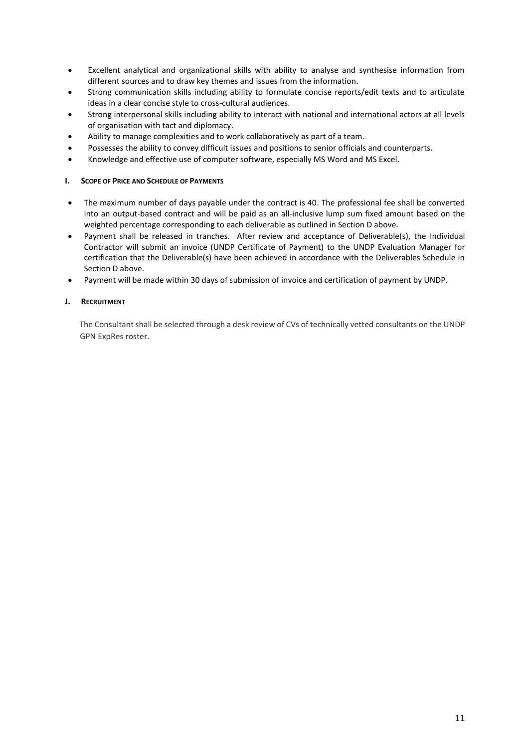- Excellent analytical and organizational skills with ability to analyse and synthesise information from different sources and to draw key themes and issues from the information.
- Strong communication skills including ability to formulate concise reports/edit texts and to articulate ideas in a clear concise style to cross-cultural audiences.
- Strong interpersonal skills including ability to interact with national and international actors at all levels of organisation with tact and diplomacy.
- Ability to manage complexities and to work collaboratively as part of a team.
- Possesses the ability to convey difficult issues and positions to senior officials and counterparts.
- Knowledge and effective use of computer software, especially MS Word and MS Excel.

## I. Scope of Price and Schedule of Payments

- The maximum number of days payable under the contract is 40. The professional fee shall be converted into an output-based contract and will be paid as an all-inclusive lump sum fixed amount based on the weighted percentage corresponding to each deliverable as outlined in Section D above.
- Payment shall be released in tranches. After review and acceptance of Deliverable(s), the Individual Contractor will submit an invoice (UNDP Certificate of Payment) to the UNDP Evaluation Manager for certification that the Deliverable(s) have been achieved in accordance with the Deliverables Schedule in Section D above.
- Payment will be made within 30 days of submission of invoice and certification of payment by UNDP.

## J. Recruitment

The Consultant shall be selected through a desk review of CVs of technically vetted consultants on the UNDP GPN ExpRes roster.